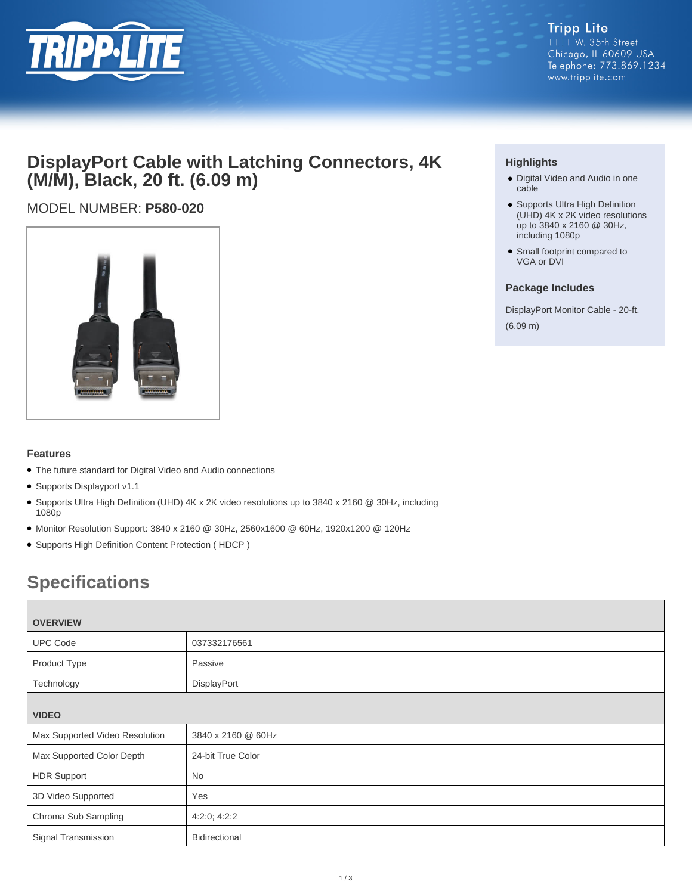Tripp Lite
1111 W. 35th Street
Chicago, IL 60609 USA
Telephone: 773.869.1234
www.tripplite.com

# DisplayPort Cable with Latching Connectors, 4K (M/M), Black, 20 ft. (6.09 m)

MODEL NUMBER: **P580-020**

### Highlights

- Digital Video and Audio in one cable
- Supports Ultra High Definition (UHD) 4K x 2K video resolutions up to 3840 x 2160 @ 30Hz, including 1080p
- Small footprint compared to VGA or DVI

### Package Includes

DisplayPort Monitor Cable - 20-ft. (6.09 m)

### Features

- The future standard for Digital Video and Audio connections
- Supports Displayport v1.1
- Supports Ultra High Definition (UHD) 4K x 2K video resolutions up to 3840 x 2160 @ 30Hz, including 1080p
- Monitor Resolution Support: 3840 x 2160 @ 30Hz, 2560x1600 @ 60Hz, 1920x1200 @ 120Hz
- Supports High Definition Content Protection ( HDCP )

## Specifications

| **OVERVIEW** | |
|---|---|
| UPC Code | 037332176561 |
| Product Type | Passive |
| Technology | DisplayPort |
| **VIDEO** | |
| Max Supported Video Resolution | 3840 x 2160 @ 60Hz |
| Max Supported Color Depth | 24-bit True Color |
| HDR Support | No |
| 3D Video Supported | Yes |
| Chroma Sub Sampling | 4:2:0; 4:2:2 |
| Signal Transmission | Bidirectional |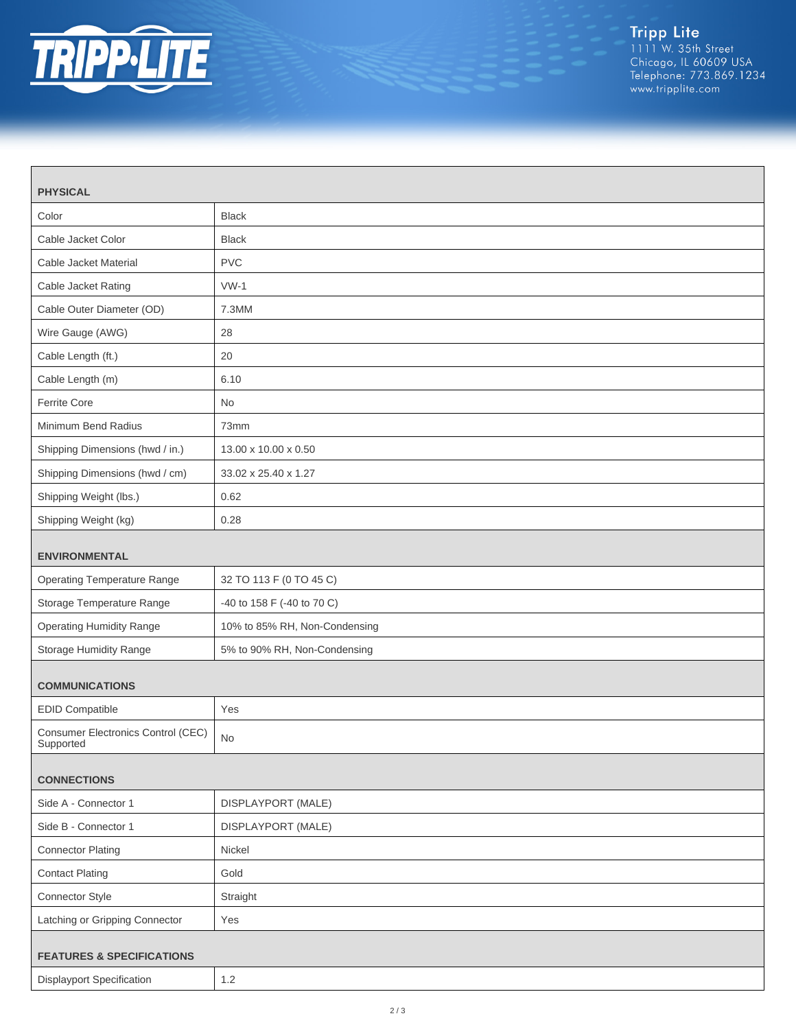| PHYSICAL | |
|---|---|
| Color | Black |
| Cable Jacket Color | Black |
| Cable Jacket Material | PVC |
| Cable Jacket Rating | VW-1 |
| Cable Outer Diameter (OD) | 7.3MM |
| Wire Gauge (AWG) | 28 |
| Cable Length (ft.) | 20 |
| Cable Length (m) | 6.10 |
| Ferrite Core | No |
| Minimum Bend Radius | 73mm |
| Shipping Dimensions (hwd / in.) | 13.00 x 10.00 x 0.50 |
| Shipping Dimensions (hwd / cm) | 33.02 x 25.40 x 1.27 |
| Shipping Weight (lbs.) | 0.62 |
| Shipping Weight (kg) | 0.28 |
| **ENVIRONMENTAL** | |
| Operating Temperature Range | 32 TO 113 F (0 TO 45 C) |
| Storage Temperature Range | -40 to 158 F (-40 to 70 C) |
| Operating Humidity Range | 10% to 85% RH, Non-Condensing |
| Storage Humidity Range | 5% to 90% RH, Non-Condensing |
| **COMMUNICATIONS** | |
| EDID Compatible | Yes |
| Consumer Electronics Control (CEC) Supported | No |
| **CONNECTIONS** | |
| Side A - Connector 1 | DISPLAYPORT (MALE) |
| Side B - Connector 1 | DISPLAYPORT (MALE) |
| Connector Plating | Nickel |
| Contact Plating | Gold |
| Connector Style | Straight |
| Latching or Gripping Connector | Yes |
| **FEATURES & SPECIFICATIONS** | |
| Displayport Specification | 1.2 |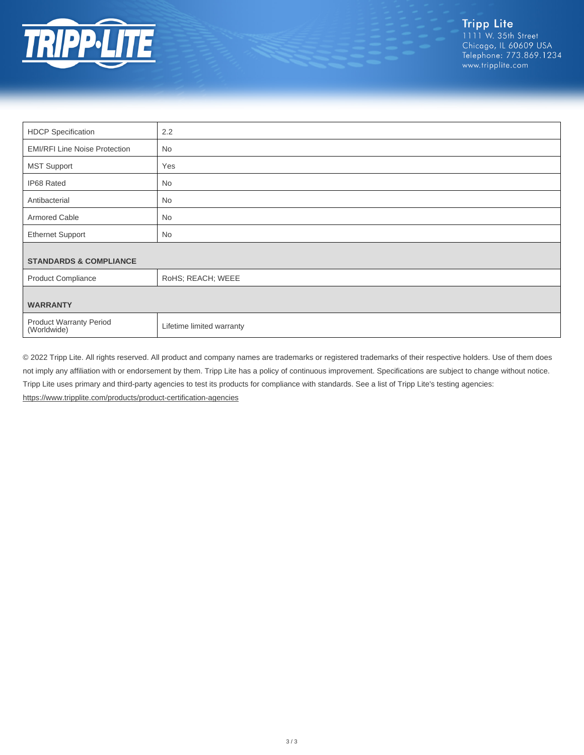| | |
|---|---|
| HDCP Specification | 2.2 |
| EMI/RFI Line Noise Protection | No |
| MST Support | Yes |
| IP68 Rated | No |
| Antibacterial | No |
| Armored Cable | No |
| Ethernet Support | No |
| **STANDARDS & COMPLIANCE** | |
| Product Compliance | RoHS; REACH; WEEE |
| **WARRANTY** | |
| Product Warranty Period (Worldwide) | Lifetime limited warranty |

© 2022 Tripp Lite. All rights reserved. All product and company names are trademarks or registered trademarks of their respective holders. Use of them does not imply any affiliation with or endorsement by them. Tripp Lite has a policy of continuous improvement. Specifications are subject to change without notice. Tripp Lite uses primary and third-party agencies to test its products for compliance with standards. See a list of Tripp Lite's testing agencies: https://www.tripplite.com/products/product-certification-agencies